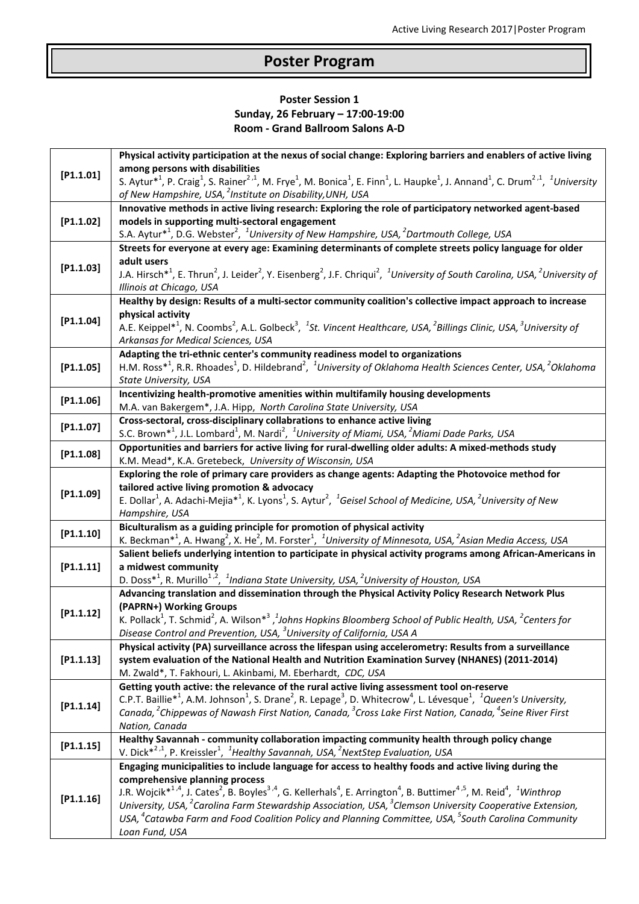# Poster Program

**Poster Session 1**
**Sunday, 26 February – 17:00-19:00**
**Room - Grand Ballroom Salons A-D**

| | |
|---|---|
| **[P1.1.01]** | **Physical activity participation at the nexus of social change: Exploring barriers and enablers of active living among persons with disabilities**<br>S. Aytur*[1], P. Craig[1], S. Rainer[2,1], M. Frye[1], M. Bonica[1], E. Finn[1], L. Haupke[1], J. Annand[1], C. Drum[2,1], *[1]University of New Hampshire, USA, [2]Institute on Disability,UNH, USA* |
| **[P1.1.02]** | **Innovative methods in active living research: Exploring the role of participatory networked agent-based models in supporting multi-sectoral engagement**<br>S.A. Aytur*[1], D.G. Webster[2], *[1]University of New Hampshire, USA, [2]Dartmouth College, USA* |
| **[P1.1.03]** | **Streets for everyone at every age: Examining determinants of complete streets policy language for older adult users**<br>J.A. Hirsch*[1], E. Thrun[2], J. Leider[2], Y. Eisenberg[2], J.F. Chriqui[2], *[1]University of South Carolina, USA, [2]University of Illinois at Chicago, USA* |
| **[P1.1.04]** | **Healthy by design: Results of a multi-sector community coalition's collective impact approach to increase physical activity**<br>A.E. Keippel*[1], N. Coombs[2], A.L. Golbeck[3], *[1]St. Vincent Healthcare, USA, [2]Billings Clinic, USA, [3]University of Arkansas for Medical Sciences, USA* |
| **[P1.1.05]** | **Adapting the tri-ethnic center's community readiness model to organizations**<br>H.M. Ross*[1], R.R. Rhoades[1], D. Hildebrand[2], *[1]University of Oklahoma Health Sciences Center, USA, [2]Oklahoma State University, USA* |
| **[P1.1.06]** | **Incentivizing health-promotive amenities within multifamily housing developments**<br>M.A. van Bakergem*, J.A. Hipp, *North Carolina State University, USA* |
| **[P1.1.07]** | **Cross-sectoral, cross-disciplinary collabrations to enhance active living**<br>S.C. Brown*[1], J.L. Lombard[1], M. Nardi[2], *[1]University of Miami, USA, [2]Miami Dade Parks, USA* |
| **[P1.1.08]** | **Opportunities and barriers for active living for rural-dwelling older adults: A mixed-methods study**<br>K.M. Mead*, K.A. Gretebeck, *University of Wisconsin, USA* |
| **[P1.1.09]** | **Exploring the role of primary care providers as change agents: Adapting the Photovoice method for tailored active living promotion & advocacy**<br>E. Dollar[1], A. Adachi-Mejia*[1], K. Lyons[1], S. Aytur[2], *[1]Geisel School of Medicine, USA, [2]University of New Hampshire, USA* |
| **[P1.1.10]** | **Biculturalism as a guiding principle for promotion of physical activity**<br>K. Beckman*[1], A. Hwang[2], X. He[2], M. Forster[1], *[1]University of Minnesota, USA, [2]Asian Media Access, USA* |
| **[P1.1.11]** | **Salient beliefs underlying intention to participate in physical activity programs among African-Americans in a midwest community**<br>D. Doss*[1], R. Murillo[1,2], *[1]Indiana State University, USA, [2]University of Houston, USA* |
| **[P1.1.12]** | **Advancing translation and dissemination through the Physical Activity Policy Research Network Plus (PAPRN+) Working Groups**<br>K. Pollack[1], T. Schmid[2], A. Wilson*[3], *[1]Johns Hopkins Bloomberg School of Public Health, USA, [2]Centers for Disease Control and Prevention, USA, [3]University of California, USA A* |
| **[P1.1.13]** | **Physical activity (PA) surveillance across the lifespan using accelerometry: Results from a surveillance system evaluation of the National Health and Nutrition Examination Survey (NHANES) (2011-2014)**<br>M. Zwald*, T. Fakhouri, L. Akinbami, M. Eberhardt, *CDC, USA* |
| **[P1.1.14]** | **Getting youth active: the relevance of the rural active living assessment tool on-reserve**<br>C.P.T. Baillie*[1], A.M. Johnson[1], S. Drane[2], R. Lepage[3], D. Whitecrow[4], L. Lévesque[1], *[1]Queen's University, Canada, [2]Chippewas of Nawash First Nation, Canada, [3]Cross Lake First Nation, Canada, [4]Seine River First Nation, Canada* |
| **[P1.1.15]** | **Healthy Savannah - community collaboration impacting community health through policy change**<br>V. Dick*[2,1], P. Kreissler[1], *[1]Healthy Savannah, USA, [2]NextStep Evaluation, USA* |
| **[P1.1.16]** | **Engaging municipalities to include language for access to healthy foods and active living during the comprehensive planning process**<br>J.R. Wojcik*[1,4], J. Cates[2], B. Boyles[3,4], G. Kellerhals[4], E. Arrington[4], B. Buttimer[4,5], M. Reid[4], *[1]Winthrop University, USA, [2]Carolina Farm Stewardship Association, USA, [3]Clemson University Cooperative Extension, USA, [4]Catawba Farm and Food Coalition Policy and Planning Committee, USA, [5]South Carolina Community Loan Fund, USA* |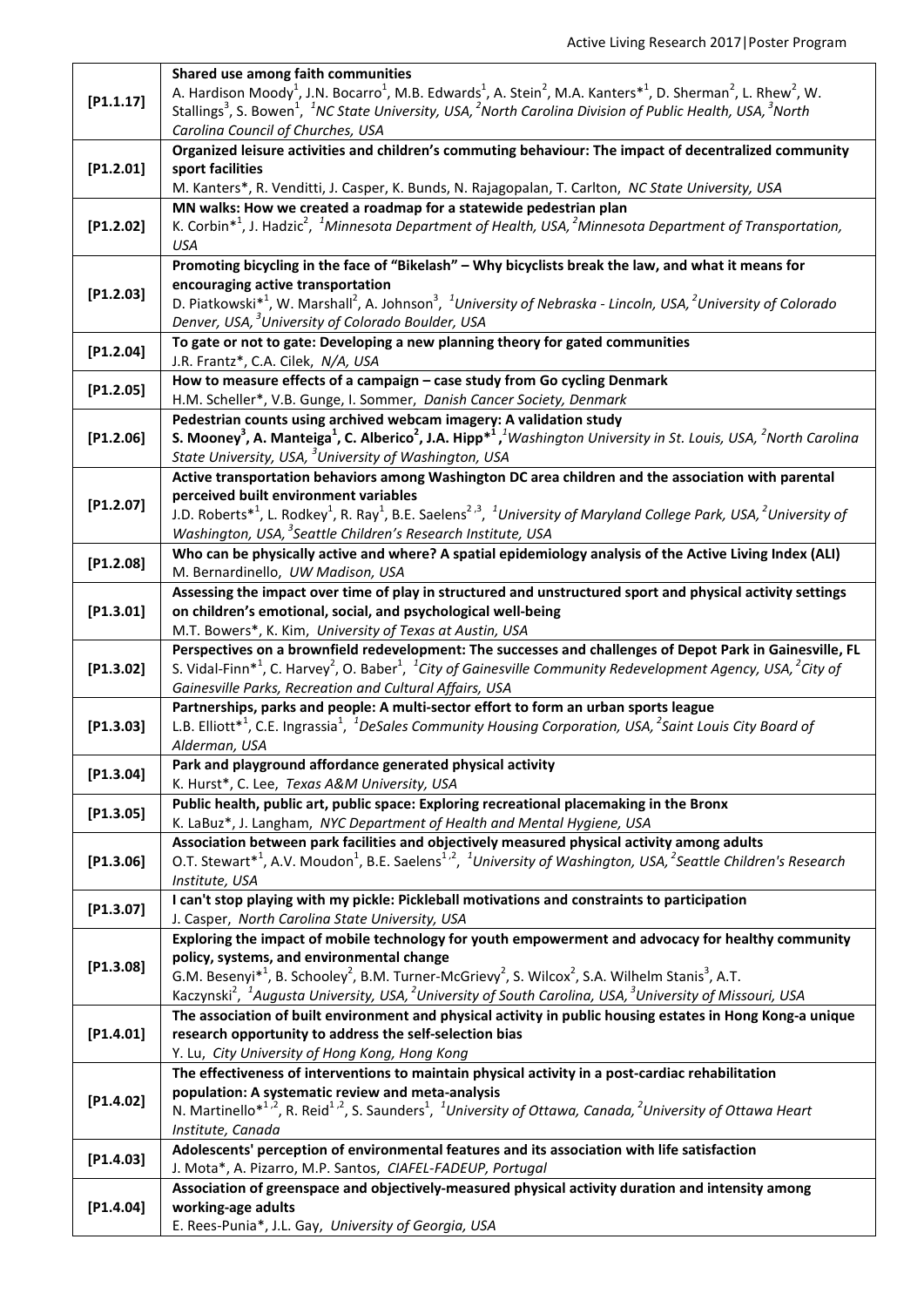| | |
|---|---|
| [P1.1.17] | **Shared use among faith communities**<br>A. Hardison Moody[1], J.N. Bocarro[1], M.B. Edwards[1], A. Stein[2], M.A. Kanters*[1], D. Sherman[2], L. Rhew[2], W. Stallings[3], S. Bowen[1], *[1]NC State University, USA, [2]North Carolina Division of Public Health, USA, [3]North Carolina Council of Churches, USA* |
| [P1.2.01] | **Organized leisure activities and children's commuting behaviour: The impact of decentralized community sport facilities**<br>M. Kanters*, R. Venditti, J. Casper, K. Bunds, N. Rajagopalan, T. Carlton, *NC State University, USA* |
| [P1.2.02] | **MN walks: How we created a roadmap for a statewide pedestrian plan**<br>K. Corbin*[1], J. Hadzic[2], *[1]Minnesota Department of Health, USA, [2]Minnesota Department of Transportation, USA* |
| [P1.2.03] | **Promoting bicycling in the face of "Bikelash" – Why bicyclists break the law, and what it means for encouraging active transportation**<br>D. Piatkowski*[1], W. Marshall[2], A. Johnson[3], *[1]University of Nebraska - Lincoln, USA, [2]University of Colorado Denver, USA, [3]University of Colorado Boulder, USA* |
| [P1.2.04] | **To gate or not to gate: Developing a new planning theory for gated communities**<br>J.R. Frantz*, C.A. Cilek, *N/A, USA* |
| [P1.2.05] | **How to measure effects of a campaign – case study from Go cycling Denmark**<br>H.M. Scheller*, V.B. Gunge, I. Sommer, *Danish Cancer Society, Denmark* |
| [P1.2.06] | **Pedestrian counts using archived webcam imagery: A validation study**<br>**S. Mooney[3], A. Manteiga[1], C. Alberico[2], J.A. Hipp*[1]**, *[1]Washington University in St. Louis, USA, [2]North Carolina State University, USA, [3]University of Washington, USA* |
| [P1.2.07] | **Active transportation behaviors among Washington DC area children and the association with parental perceived built environment variables**<br>J.D. Roberts*[1], L. Rodkey[1], R. Ray[1], B.E. Saelens[2,3], *[1]University of Maryland College Park, USA, [2]University of Washington, USA, [3]Seattle Children's Research Institute, USA* |
| [P1.2.08] | **Who can be physically active and where? A spatial epidemiology analysis of the Active Living Index (ALI)**<br>M. Bernardinello, *UW Madison, USA* |
| [P1.3.01] | **Assessing the impact over time of play in structured and unstructured sport and physical activity settings on children's emotional, social, and psychological well-being**<br>M.T. Bowers*, K. Kim, *University of Texas at Austin, USA* |
| [P1.3.02] | **Perspectives on a brownfield redevelopment: The successes and challenges of Depot Park in Gainesville, FL**<br>S. Vidal-Finn*[1], C. Harvey[2], O. Baber[1], *[1]City of Gainesville Community Redevelopment Agency, USA, [2]City of Gainesville Parks, Recreation and Cultural Affairs, USA* |
| [P1.3.03] | **Partnerships, parks and people: A multi-sector effort to form an urban sports league**<br>L.B. Elliott*[1], C.E. Ingrassia[1], *[1]DeSales Community Housing Corporation, USA, [2]Saint Louis City Board of Alderman, USA* |
| [P1.3.04] | **Park and playground affordance generated physical activity**<br>K. Hurst*, C. Lee, *Texas A&M University, USA* |
| [P1.3.05] | **Public health, public art, public space: Exploring recreational placemaking in the Bronx**<br>K. LaBuz*, J. Langham, *NYC Department of Health and Mental Hygiene, USA* |
| [P1.3.06] | **Association between park facilities and objectively measured physical activity among adults**<br>O.T. Stewart*[1], A.V. Moudon[1], B.E. Saelens[1,2], *[1]University of Washington, USA, [2]Seattle Children's Research Institute, USA* |
| [P1.3.07] | **I can't stop playing with my pickle: Pickleball motivations and constraints to participation**<br>J. Casper, *North Carolina State University, USA* |
| [P1.3.08] | **Exploring the impact of mobile technology for youth empowerment and advocacy for healthy community policy, systems, and environmental change**<br>G.M. Besenyi*[1], B. Schooley[2], B.M. Turner-McGrievy[2], S. Wilcox[2], S.A. Wilhelm Stanis[3], A.T. Kaczynski[2], *[1]Augusta University, USA, [2]University of South Carolina, USA, [3]University of Missouri, USA* |
| [P1.4.01] | **The association of built environment and physical activity in public housing estates in Hong Kong-a unique research opportunity to address the self-selection bias**<br>Y. Lu, *City University of Hong Kong, Hong Kong* |
| [P1.4.02] | **The effectiveness of interventions to maintain physical activity in a post-cardiac rehabilitation population: A systematic review and meta-analysis**<br>N. Martinello*[1,2], R. Reid[1,2], S. Saunders[1], *[1]University of Ottawa, Canada, [2]University of Ottawa Heart Institute, Canada* |
| [P1.4.03] | **Adolescents' perception of environmental features and its association with life satisfaction**<br>J. Mota*, A. Pizarro, M.P. Santos, *CIAFEL-FADEUP, Portugal* |
| [P1.4.04] | **Association of greenspace and objectively-measured physical activity duration and intensity among working-age adults**<br>E. Rees-Punia*, J.L. Gay, *University of Georgia, USA* |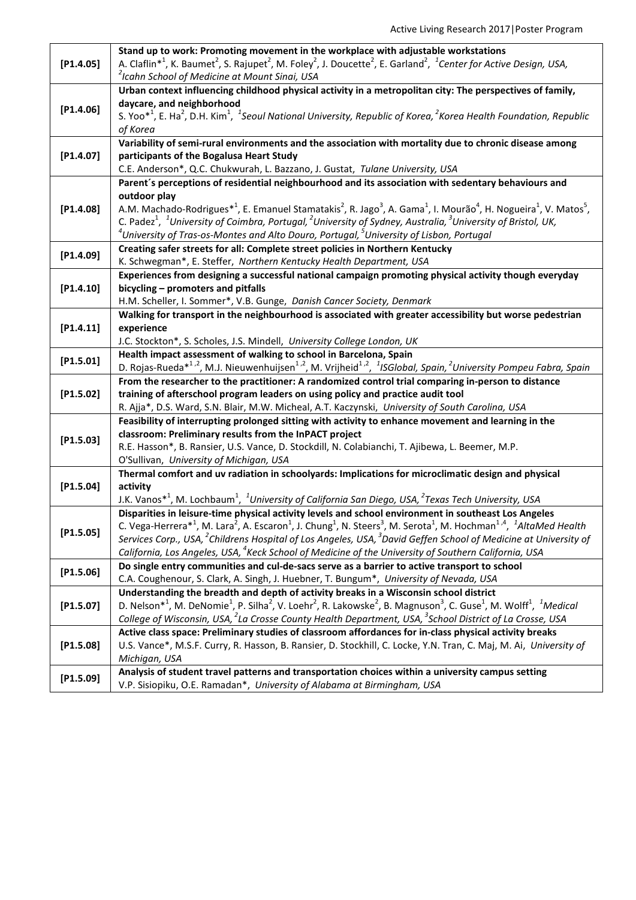| [P1.4.05] | **Stand up to work: Promoting movement in the workplace with adjustable workstations**<br>A. Claflin*[1], K. Baumet[2], S. Rajupet[2], M. Foley[2], J. Doucette[2], E. Garland[2], *[1]Center for Active Design, USA, [2]Icahn School of Medicine at Mount Sinai, USA* |
|---|---|
| [P1.4.06] | **Urban context influencing childhood physical activity in a metropolitan city: The perspectives of family, daycare, and neighborhood**<br>S. Yoo*[1], E. Ha[2], D.H. Kim[1], *[1]Seoul National University, Republic of Korea, [2]Korea Health Foundation, Republic of Korea* |
| [P1.4.07] | **Variability of semi-rural environments and the association with mortality due to chronic disease among participants of the Bogalusa Heart Study**<br>C.E. Anderson*, Q.C. Chukwurah, L. Bazzano, J. Gustat, *Tulane University, USA* |
| [P1.4.08] | **Parent´s perceptions of residential neighbourhood and its association with sedentary behaviours and outdoor play**<br>A.M. Machado-Rodrigues*[1], E. Emanuel Stamatakis[2], R. Jago[3], A. Gama[1], I. Mourão[4], H. Nogueira[1], V. Matos[5], C. Padez[1], *[1]University of Coimbra, Portugal, [2]University of Sydney, Australia, [3]University of Bristol, UK, [4]University of Tras-os-Montes and Alto Douro, Portugal, [5]University of Lisbon, Portugal* |
| [P1.4.09] | **Creating safer streets for all: Complete street policies in Northern Kentucky**<br>K. Schwegman*, E. Steffer, *Northern Kentucky Health Department, USA* |
| [P1.4.10] | **Experiences from designing a successful national campaign promoting physical activity though everyday bicycling – promoters and pitfalls**<br>H.M. Scheller, I. Sommer*, V.B. Gunge, *Danish Cancer Society, Denmark* |
| [P1.4.11] | **Walking for transport in the neighbourhood is associated with greater accessibility but worse pedestrian experience**<br>J.C. Stockton*, S. Scholes, J.S. Mindell, *University College London, UK* |
| [P1.5.01] | **Health impact assessment of walking to school in Barcelona, Spain**<br>D. Rojas-Rueda*[1,2], M.J. Nieuwenhuijsen[1,2], M. Vrijheid[1,2], *[1]ISGlobal, Spain, [2]University Pompeu Fabra, Spain* |
| [P1.5.02] | **From the researcher to the practitioner: A randomized control trial comparing in-person to distance training of afterschool program leaders on using policy and practice audit tool**<br>R. Ajja*, D.S. Ward, S.N. Blair, M.W. Micheal, A.T. Kaczynski, *University of South Carolina, USA* |
| [P1.5.03] | **Feasibility of interrupting prolonged sitting with activity to enhance movement and learning in the classroom: Preliminary results from the InPACT project**<br>R.E. Hasson*, B. Ransier, U.S. Vance, D. Stockdill, N. Colabianchi, T. Ajibewa, L. Beemer, M.P. O'Sullivan, *University of Michigan, USA* |
| [P1.5.04] | **Thermal comfort and uv radiation in schoolyards: Implications for microclimatic design and physical activity**<br>J.K. Vanos*[1], M. Lochbaum[1], *[1]University of California San Diego, USA, [2]Texas Tech University, USA* |
| [P1.5.05] | **Disparities in leisure-time physical activity levels and school environment in southeast Los Angeles**<br>C. Vega-Herrera*[1], M. Lara[2], A. Escaron[1], J. Chung[1], N. Steers[3], M. Serota[1], M. Hochman[1,4], *[1]AltaMed Health Services Corp., USA, [2]Childrens Hospital of Los Angeles, USA, [3]David Geffen School of Medicine at University of California, Los Angeles, USA, [4]Keck School of Medicine of the University of Southern California, USA* |
| [P1.5.06] | **Do single entry communities and cul-de-sacs serve as a barrier to active transport to school**<br>C.A. Coughenour, S. Clark, A. Singh, J. Huebner, T. Bungum*, *University of Nevada, USA* |
| [P1.5.07] | **Understanding the breadth and depth of activity breaks in a Wisconsin school district**<br>D. Nelson*[1], M. DeNomie[1], P. Silha[2], V. Loehr[2], R. Lakowske[2], B. Magnuson[3], C. Guse[1], M. Wolff[1], *[1]Medical College of Wisconsin, USA, [2]La Crosse County Health Department, USA, [3]School District of La Crosse, USA* |
| [P1.5.08] | **Active class space: Preliminary studies of classroom affordances for in-class physical activity breaks**<br>U.S. Vance*, M.S.F. Curry, R. Hasson, B. Ransier, D. Stockhill, C. Locke, Y.N. Tran, C. Maj, M. Ai, *University of Michigan, USA* |
| [P1.5.09] | **Analysis of student travel patterns and transportation choices within a university campus setting**<br>V.P. Sisiopiku, O.E. Ramadan*, *University of Alabama at Birmingham, USA* |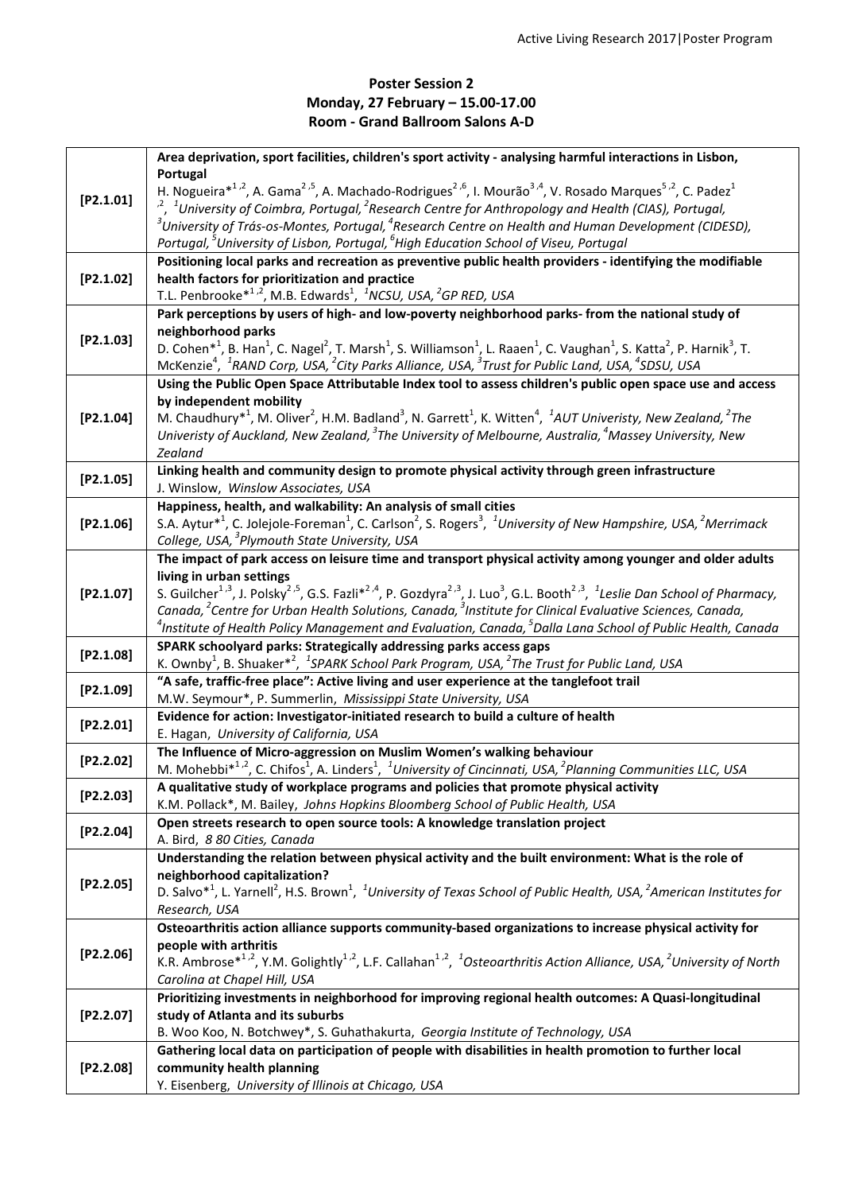**Poster Session 2**
**Monday, 27 February – 15.00-17.00**
**Room - Grand Ballroom Salons A-D**

| | |
|---|---|
| **[P2.1.01]** | **Area deprivation, sport facilities, children's sport activity - analysing harmful interactions in Lisbon, Portugal**<br>H. Nogueira*[1,2], A. Gama[2,5], A. Machado-Rodrigues[2,6], I. Mourão[3,4], V. Rosado Marques[5,2], C. Padez[1,2], *[1]University of Coimbra, Portugal, [2]Research Centre for Anthropology and Health (CIAS), Portugal, [3]University of Trás-os-Montes, Portugal, [4]Research Centre on Health and Human Development (CIDESD), Portugal, [5]University of Lisbon, Portugal, [6]High Education School of Viseu, Portugal* |
| **[P2.1.02]** | **Positioning local parks and recreation as preventive public health providers - identifying the modifiable health factors for prioritization and practice**<br>T.L. Penbrooke*[1,2], M.B. Edwards[1], *[1]NCSU, USA, [2]GP RED, USA* |
| **[P2.1.03]** | **Park perceptions by users of high- and low-poverty neighborhood parks- from the national study of neighborhood parks**<br>D. Cohen*[1], B. Han[1], C. Nagel[2], T. Marsh[1], S. Williamson[1], L. Raaen[1], C. Vaughan[1], S. Katta[2], P. Harnik[3], T. McKenzie[4], *[1]RAND Corp, USA, [2]City Parks Alliance, USA, [3]Trust for Public Land, USA, [4]SDSU, USA* |
| **[P2.1.04]** | **Using the Public Open Space Attributable Index tool to assess children's public open space use and access by independent mobility**<br>M. Chaudhury*[1], M. Oliver[2], H.M. Badland[3], N. Garrett[1], K. Witten[4], *[1]AUT Univeristy, New Zealand, [2]The Univeristy of Auckland, New Zealand, [3]The University of Melbourne, Australia, [4]Massey University, New Zealand* |
| **[P2.1.05]** | **Linking health and community design to promote physical activity through green infrastructure**<br>J. Winslow, *Winslow Associates, USA* |
| **[P2.1.06]** | **Happiness, health, and walkability: An analysis of small cities**<br>S.A. Aytur*[1], C. Jolejole-Foreman[1], C. Carlson[2], S. Rogers[3], *[1]University of New Hampshire, USA, [2]Merrimack College, USA, [3]Plymouth State University, USA* |
| **[P2.1.07]** | **The impact of park access on leisure time and transport physical activity among younger and older adults living in urban settings**<br>S. Guilcher[1,3], J. Polsky[2,5], G.S. Fazli*[2,4], P. Gozdyra[2,3], J. Luo[3], G.L. Booth[2,3], *[1]Leslie Dan School of Pharmacy, Canada, [2]Centre for Urban Health Solutions, Canada, [3]Institute for Clinical Evaluative Sciences, Canada, [4]Institute of Health Policy Management and Evaluation, Canada, [5]Dalla Lana School of Public Health, Canada* |
| **[P2.1.08]** | **SPARK schoolyard parks: Strategically addressing parks access gaps**<br>K. Ownby[1], B. Shuaker*[2], *[1]SPARK School Park Program, USA, [2]The Trust for Public Land, USA* |
| **[P2.1.09]** | **"A safe, traffic-free place": Active living and user experience at the tanglefoot trail**<br>M.W. Seymour*, P. Summerlin, *Mississippi State University, USA* |
| **[P2.2.01]** | **Evidence for action: Investigator-initiated research to build a culture of health**<br>E. Hagan, *University of California, USA* |
| **[P2.2.02]** | **The Influence of Micro-aggression on Muslim Women's walking behaviour**<br>M. Mohebbi*[1,2], C. Chifos[1], A. Linders[1], *[1]University of Cincinnati, USA, [2]Planning Communities LLC, USA* |
| **[P2.2.03]** | **A qualitative study of workplace programs and policies that promote physical activity**<br>K.M. Pollack*, M. Bailey, *Johns Hopkins Bloomberg School of Public Health, USA* |
| **[P2.2.04]** | **Open streets research to open source tools: A knowledge translation project**<br>A. Bird, *8 80 Cities, Canada* |
| **[P2.2.05]** | **Understanding the relation between physical activity and the built environment: What is the role of neighborhood capitalization?**<br>D. Salvo*[1], L. Yarnell[2], H.S. Brown[1], *[1]University of Texas School of Public Health, USA, [2]American Institutes for Research, USA* |
| **[P2.2.06]** | **Osteoarthritis action alliance supports community-based organizations to increase physical activity for people with arthritis**<br>K.R. Ambrose*[1,2], Y.M. Golightly[1,2], L.F. Callahan[1,2], *[1]Osteoarthritis Action Alliance, USA, [2]University of North Carolina at Chapel Hill, USA* |
| **[P2.2.07]** | **Prioritizing investments in neighborhood for improving regional health outcomes: A Quasi-longitudinal study of Atlanta and its suburbs**<br>B. Woo Koo, N. Botchwey*, S. Guhathakurta, *Georgia Institute of Technology, USA* |
| **[P2.2.08]** | **Gathering local data on participation of people with disabilities in health promotion to further local community health planning**<br>Y. Eisenberg, *University of Illinois at Chicago, USA* |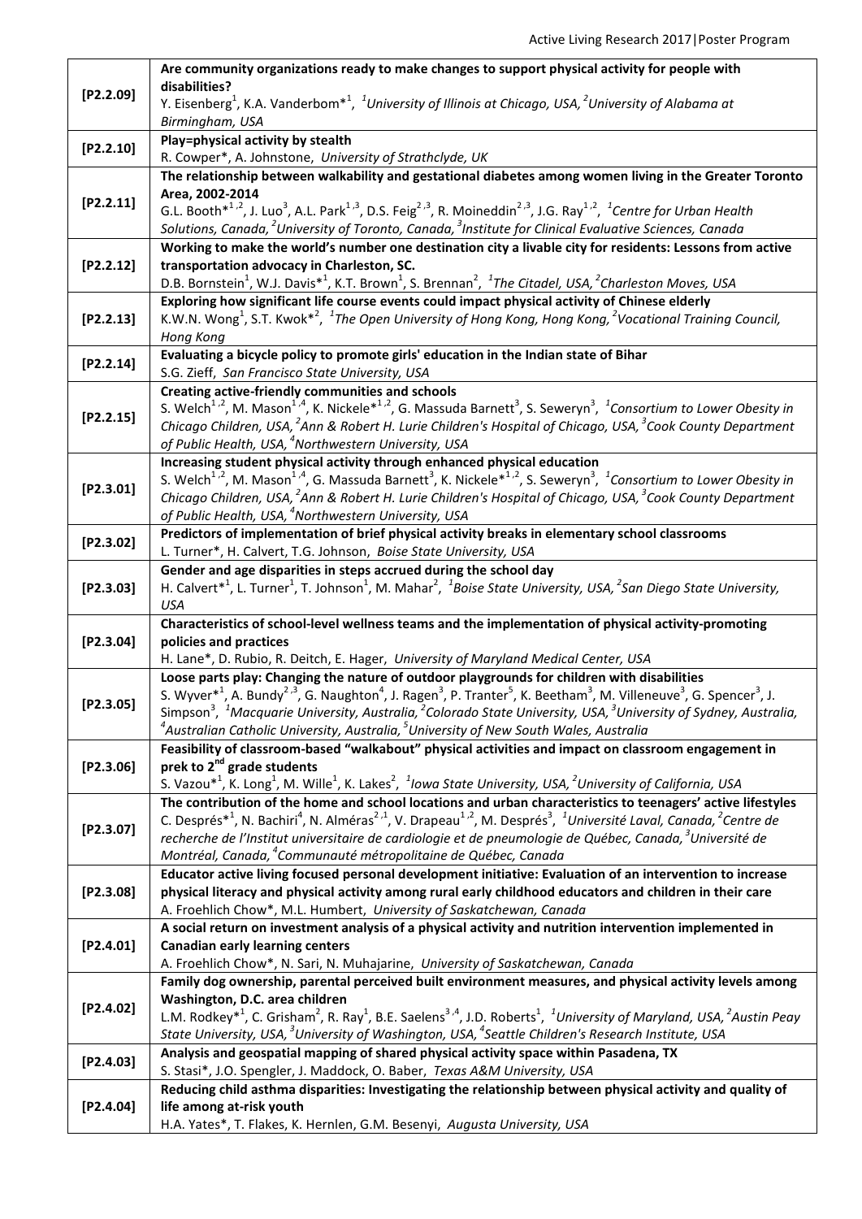| | |
|---|---|
| [P2.2.09] | **Are community organizations ready to make changes to support physical activity for people with disabilities?**<br>Y. Eisenberg[1], K.A. Vanderbom*[1], *[1]University of Illinois at Chicago, USA, [2]University of Alabama at Birmingham, USA* |
| [P2.2.10] | **Play=physical activity by stealth**<br>R. Cowper*, A. Johnstone, *University of Strathclyde, UK* |
| [P2.2.11] | **The relationship between walkability and gestational diabetes among women living in the Greater Toronto Area, 2002-2014**<br>G.L. Booth*[1,2], J. Luo[3], A.L. Park[1,3], D.S. Feig[2,3], R. Moineddin[2,3], J.G. Ray[1,2], *[1]Centre for Urban Health Solutions, Canada, [2]University of Toronto, Canada, [3]Institute for Clinical Evaluative Sciences, Canada* |
| [P2.2.12] | **Working to make the world's number one destination city a livable city for residents: Lessons from active transportation advocacy in Charleston, SC.**<br>D.B. Bornstein[1], W.J. Davis*[1], K.T. Brown[1], S. Brennan[2], *[1]The Citadel, USA, [2]Charleston Moves, USA* |
| [P2.2.13] | **Exploring how significant life course events could impact physical activity of Chinese elderly**<br>K.W.N. Wong[1], S.T. Kwok*[2], *[1]The Open University of Hong Kong, Hong Kong, [2]Vocational Training Council, Hong Kong* |
| [P2.2.14] | **Evaluating a bicycle policy to promote girls' education in the Indian state of Bihar**<br>S.G. Zieff, *San Francisco State University, USA* |
| [P2.2.15] | **Creating active-friendly communities and schools**<br>S. Welch[1,2], M. Mason[1,4], K. Nickele*[1,2], G. Massuda Barnett[3], S. Seweryn[3], *[1]Consortium to Lower Obesity in Chicago Children, USA, [2]Ann & Robert H. Lurie Children's Hospital of Chicago, USA, [3]Cook County Department of Public Health, USA, [4]Northwestern University, USA* |
| [P2.3.01] | **Increasing student physical activity through enhanced physical education**<br>S. Welch[1,2], M. Mason[1,4], G. Massuda Barnett[3], K. Nickele*[1,2], S. Seweryn[3], *[1]Consortium to Lower Obesity in Chicago Children, USA, [2]Ann & Robert H. Lurie Children's Hospital of Chicago, USA, [3]Cook County Department of Public Health, USA, [4]Northwestern University, USA* |
| [P2.3.02] | **Predictors of implementation of brief physical activity breaks in elementary school classrooms**<br>L. Turner*, H. Calvert, T.G. Johnson, *Boise State University, USA* |
| [P2.3.03] | **Gender and age disparities in steps accrued during the school day**<br>H. Calvert*[1], L. Turner[1], T. Johnson[1], M. Mahar[2], *[1]Boise State University, USA, [2]San Diego State University, USA* |
| [P2.3.04] | **Characteristics of school-level wellness teams and the implementation of physical activity-promoting policies and practices**<br>H. Lane*, D. Rubio, R. Deitch, E. Hager, *University of Maryland Medical Center, USA* |
| [P2.3.05] | **Loose parts play: Changing the nature of outdoor playgrounds for children with disabilities**<br>S. Wyver*[1], A. Bundy[2,3], G. Naughton[4], J. Ragen[3], P. Tranter[5], K. Beetham[3], M. Villeneuve[3], G. Spencer[3], J. Simpson[3], *[1]Macquarie University, Australia, [2]Colorado State University, USA, [3]University of Sydney, Australia, [4]Australian Catholic University, Australia, [5]University of New South Wales, Australia* |
| [P2.3.06] | **Feasibility of classroom-based "walkabout" physical activities and impact on classroom engagement in prek to 2nd grade students**<br>S. Vazou*[1], K. Long[1], M. Wille[1], K. Lakes[2], *[1]Iowa State University, USA, [2]University of California, USA* |
| [P2.3.07] | **The contribution of the home and school locations and urban characteristics to teenagers' active lifestyles**<br>C. Després*[1], N. Bachiri[4], N. Alméras[2,1], V. Drapeau[1,2], M. Després[3], *[1]Université Laval, Canada, [2]Centre de recherche de l'Institut universitaire de cardiologie et de pneumologie de Québec, Canada, [3]Université de Montréal, Canada, [4]Communauté métropolitaine de Québec, Canada* |
| [P2.3.08] | **Educator active living focused personal development initiative: Evaluation of an intervention to increase physical literacy and physical activity among rural early childhood educators and children in their care**<br>A. Froehlich Chow*, M.L. Humbert, *University of Saskatchewan, Canada* |
| [P2.4.01] | **A social return on investment analysis of a physical activity and nutrition intervention implemented in Canadian early learning centers**<br>A. Froehlich Chow*, N. Sari, N. Muhajarine, *University of Saskatchewan, Canada* |
| [P2.4.02] | **Family dog ownership, parental perceived built environment measures, and physical activity levels among Washington, D.C. area children**<br>L.M. Rodkey*[1], C. Grisham[2], R. Ray[1], B.E. Saelens[3,4], J.D. Roberts[1], *[1]University of Maryland, USA, [2]Austin Peay State University, USA, [3]University of Washington, USA, [4]Seattle Children's Research Institute, USA* |
| [P2.4.03] | **Analysis and geospatial mapping of shared physical activity space within Pasadena, TX**<br>S. Stasi*, J.O. Spengler, J. Maddock, O. Baber, *Texas A&M University, USA* |
| [P2.4.04] | **Reducing child asthma disparities: Investigating the relationship between physical activity and quality of life among at-risk youth**<br>H.A. Yates*, T. Flakes, K. Hernlen, G.M. Besenyi, *Augusta University, USA* |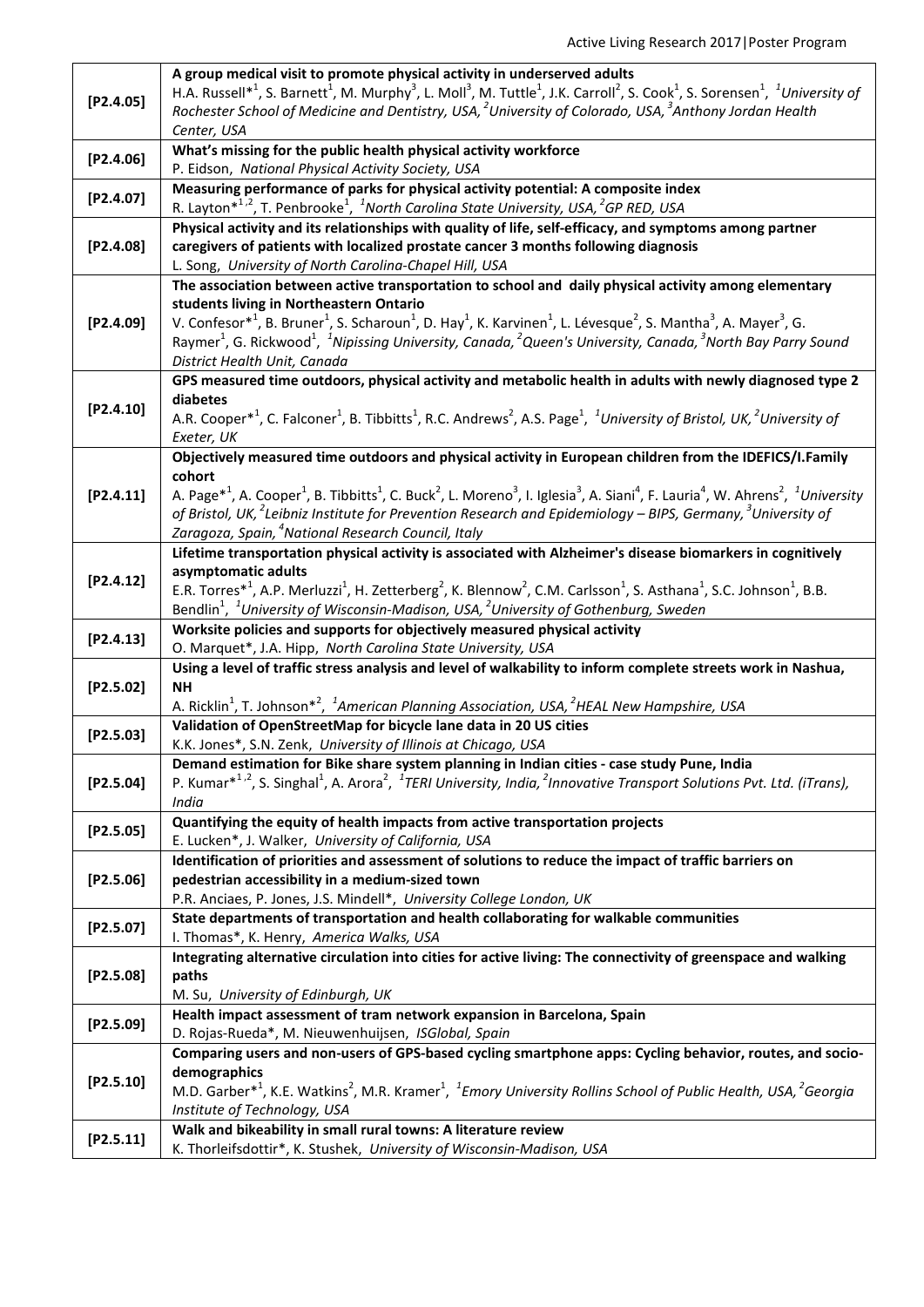| | |
|---|---|
| [P2.4.05] | **A group medical visit to promote physical activity in underserved adults**<br>H.A. Russell*[1], S. Barnett[1], M. Murphy[3], L. Moll[3], M. Tuttle[1], J.K. Carroll[2], S. Cook[1], S. Sorensen[1], *[1]University of Rochester School of Medicine and Dentistry, USA, [2]University of Colorado, USA, [3]Anthony Jordan Health Center, USA* |
| [P2.4.06] | **What's missing for the public health physical activity workforce**<br>P. Eidson, *National Physical Activity Society, USA* |
| [P2.4.07] | **Measuring performance of parks for physical activity potential: A composite index**<br>R. Layton*[1,2], T. Penbrooke[1], *[1]North Carolina State University, USA, [2]GP RED, USA* |
| [P2.4.08] | **Physical activity and its relationships with quality of life, self-efficacy, and symptoms among partner caregivers of patients with localized prostate cancer 3 months following diagnosis**<br>L. Song, *University of North Carolina-Chapel Hill, USA* |
| [P2.4.09] | **The association between active transportation to school and daily physical activity among elementary students living in Northeastern Ontario**<br>V. Confesor*[1], B. Bruner[1], S. Scharoun[1], D. Hay[1], K. Karvinen[1], L. Lévesque[2], S. Mantha[3], A. Mayer[3], G. Raymer[1], G. Rickwood[1], *[1]Nipissing University, Canada, [2]Queen's University, Canada, [3]North Bay Parry Sound District Health Unit, Canada* |
| [P2.4.10] | **GPS measured time outdoors, physical activity and metabolic health in adults with newly diagnosed type 2 diabetes**<br>A.R. Cooper*[1], C. Falconer[1], B. Tibbitts[1], R.C. Andrews[2], A.S. Page[1], *[1]University of Bristol, UK, [2]University of Exeter, UK* |
| [P2.4.11] | **Objectively measured time outdoors and physical activity in European children from the IDEFICS/I.Family cohort**<br>A. Page*[1], A. Cooper[1], B. Tibbitts[1], C. Buck[2], L. Moreno[3], I. Iglesia[3], A. Siani[4], F. Lauria[4], W. Ahrens[2], *[1]University of Bristol, UK, [2]Leibniz Institute for Prevention Research and Epidemiology – BIPS, Germany, [3]University of Zaragoza, Spain, [4]National Research Council, Italy* |
| [P2.4.12] | **Lifetime transportation physical activity is associated with Alzheimer's disease biomarkers in cognitively asymptomatic adults**<br>E.R. Torres*[1], A.P. Merluzzi[1], H. Zetterberg[2], K. Blennow[2], C.M. Carlsson[1], S. Asthana[1], S.C. Johnson[1], B.B. Bendlin[1], *[1]University of Wisconsin-Madison, USA, [2]University of Gothenburg, Sweden* |
| [P2.4.13] | **Worksite policies and supports for objectively measured physical activity**<br>O. Marquet*, J.A. Hipp, *North Carolina State University, USA* |
| [P2.5.02] | **Using a level of traffic stress analysis and level of walkability to inform complete streets work in Nashua, NH**<br>A. Ricklin[1], T. Johnson*[2], *[1]American Planning Association, USA, [2]HEAL New Hampshire, USA* |
| [P2.5.03] | **Validation of OpenStreetMap for bicycle lane data in 20 US cities**<br>K.K. Jones*, S.N. Zenk, *University of Illinois at Chicago, USA* |
| [P2.5.04] | **Demand estimation for Bike share system planning in Indian cities - case study Pune, India**<br>P. Kumar*[1,2], S. Singhal[1], A. Arora[2], *[1]TERI University, India, [2]Innovative Transport Solutions Pvt. Ltd. (iTrans), India* |
| [P2.5.05] | **Quantifying the equity of health impacts from active transportation projects**<br>E. Lucken*, J. Walker, *University of California, USA* |
| [P2.5.06] | **Identification of priorities and assessment of solutions to reduce the impact of traffic barriers on pedestrian accessibility in a medium-sized town**<br>P.R. Anciaes, P. Jones, J.S. Mindell*, *University College London, UK* |
| [P2.5.07] | **State departments of transportation and health collaborating for walkable communities**<br>I. Thomas*, K. Henry, *America Walks, USA* |
| [P2.5.08] | **Integrating alternative circulation into cities for active living: The connectivity of greenspace and walking paths**<br>M. Su, *University of Edinburgh, UK* |
| [P2.5.09] | **Health impact assessment of tram network expansion in Barcelona, Spain**<br>D. Rojas-Rueda*, M. Nieuwenhuijsen, *ISGlobal, Spain* |
| [P2.5.10] | **Comparing users and non-users of GPS-based cycling smartphone apps: Cycling behavior, routes, and socio-demographics**<br>M.D. Garber*[1], K.E. Watkins[2], M.R. Kramer[1], *[1]Emory University Rollins School of Public Health, USA, [2]Georgia Institute of Technology, USA* |
| [P2.5.11] | **Walk and bikeability in small rural towns: A literature review**<br>K. Thorleifsdottir*, K. Stushek, *University of Wisconsin-Madison, USA* |